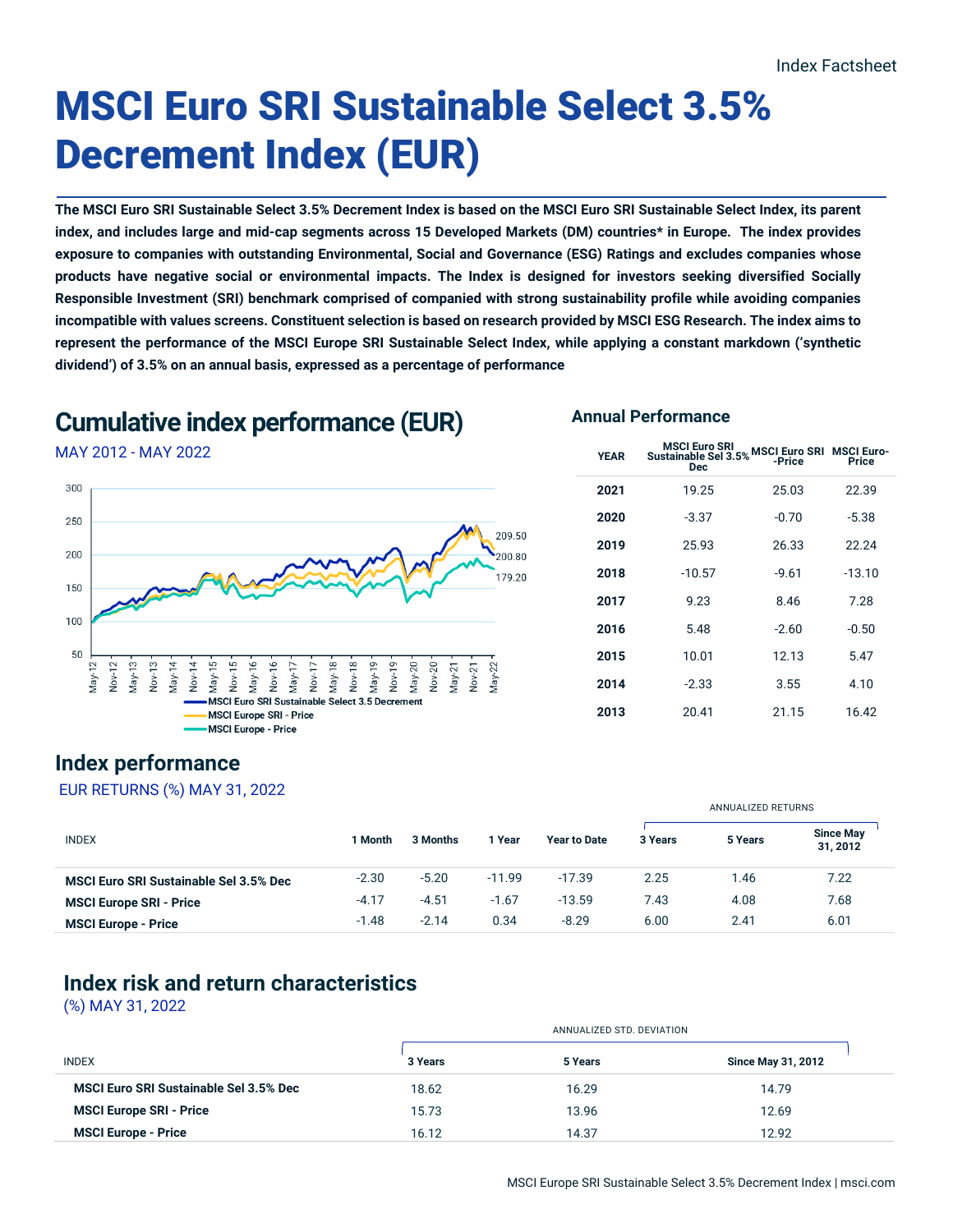Index Factsheet

# MSCI Euro SRI Sustainable Select 3.5% Decrement Index (EUR)

**The MSCI Euro SRI Sustainable Select 3.5% Decrement Index is based on the MSCI Euro SRI Sustainable Select Index, its parent index, and includes large and mid-cap segments across 15 Developed Markets (DM) countries* in Europe. The index provides exposure to companies with outstanding Environmental, Social and Governance (ESG) Ratings and excludes companies whose products have negative social or environmental impacts. The Index is designed for investors seeking diversified Socially Responsible Investment (SRI) benchmark comprised of companied with strong sustainability profile while avoiding companies incompatible with values screens. Constituent selection is based on research provided by MSCI ESG Research. The index aims to represent the performance of the MSCI Europe SRI Sustainable Select Index, while applying a constant markdown ('synthetic dividend') of 3.5% on an annual basis, expressed as a percentage of performance**

## Cumulative index performance (EUR)

MAY 2012 - MAY 2022

- MSCI Euro SRI Sustainable Select 3.5 Decrement: 200.80
- MSCI Europe SRI - Price: 209.50
- MSCI Europe - Price: 179.20

## Annual Performance

| YEAR | MSCI Euro SRI Sustainable Sel 3.5% Dec | MSCI Euro SRI -Price | MSCI Euro-Price |
|---|---|---|---|
| 2021 | 19.25 | 25.03 | 22.39 |
| 2020 | -3.37 | -0.70 | -5.38 |
| 2019 | 25.93 | 26.33 | 22.24 |
| 2018 | -10.57 | -9.61 | -13.10 |
| 2017 | 9.23 | 8.46 | 7.28 |
| 2016 | 5.48 | -2.60 | -0.50 |
| 2015 | 10.01 | 12.13 | 5.47 |
| 2014 | -2.33 | 3.55 | 4.10 |
| 2013 | 20.41 | 21.15 | 16.42 |

## Index performance

EUR RETURNS (%) MAY 31, 2022

| | | | | | ANNUALIZED RETURNS | | |
|---|---|---|---|---|---|---|---|
| INDEX | 1 Month | 3 Months | 1 Year | Year to Date | 3 Years | 5 Years | Since May 31, 2012 |
| **MSCI Euro SRI Sustainable Sel 3.5% Dec** | -2.30 | -5.20 | -11.99 | -17.39 | 2.25 | 1.46 | 7.22 |
| **MSCI Europe SRI - Price** | -4.17 | -4.51 | -1.67 | -13.59 | 7.43 | 4.08 | 7.68 |
| **MSCI Europe - Price** | -1.48 | -2.14 | 0.34 | -8.29 | 6.00 | 2.41 | 6.01 |

## Index risk and return characteristics

(%) MAY 31, 2022

| | ANNUALIZED STD. DEVIATION | | |
|---|---|---|---|
| INDEX | 3 Years | 5 Years | Since May 31, 2012 |
| **MSCI Euro SRI Sustainable Sel 3.5% Dec** | 18.62 | 16.29 | 14.79 |
| **MSCI Europe SRI - Price** | 15.73 | 13.96 | 12.69 |
| **MSCI Europe - Price** | 16.12 | 14.37 | 12.92 |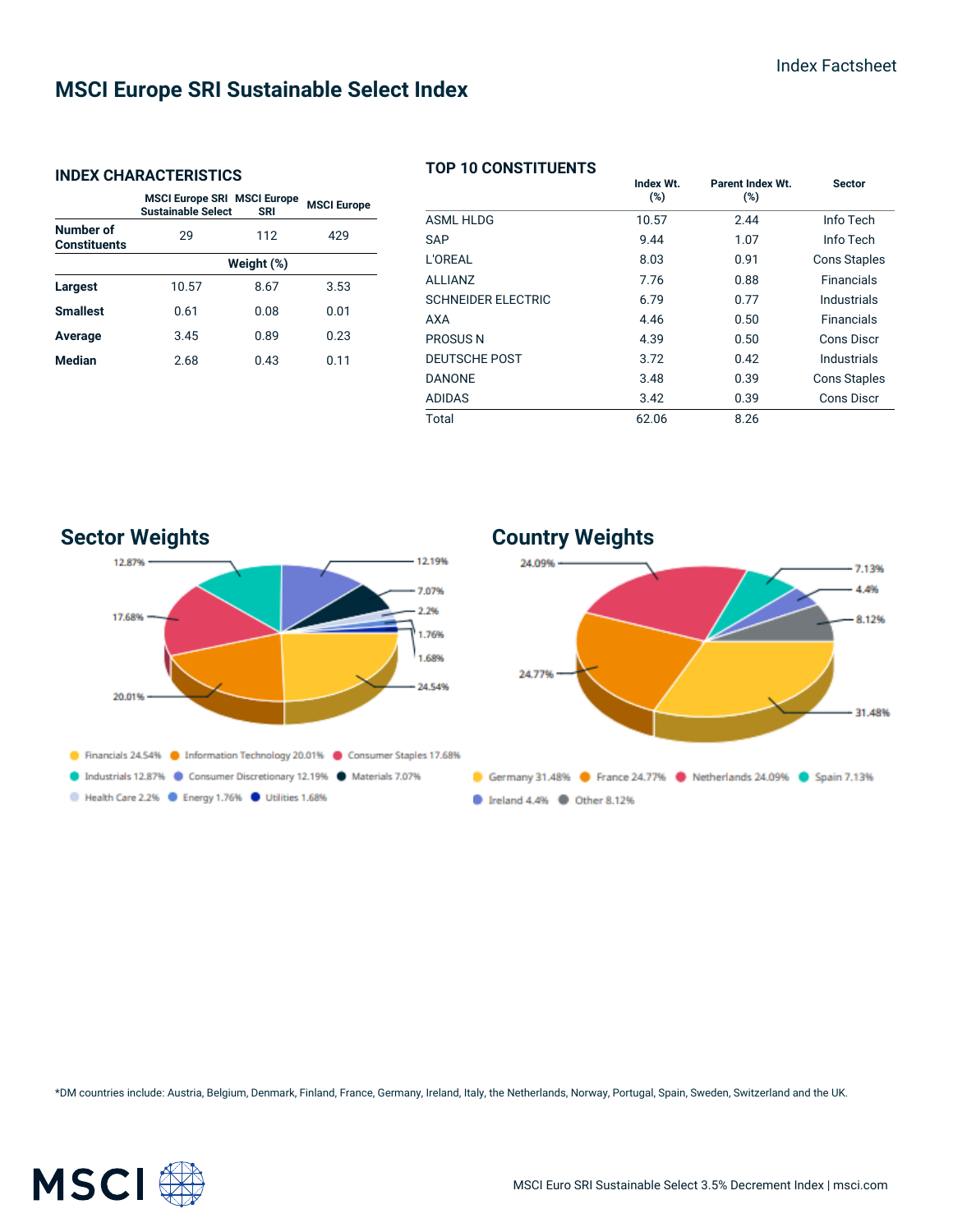# MSCI Europe SRI Sustainable Select Index

Index Factsheet

## INDEX CHARACTERISTICS

| | MSCI Europe SRI Sustainable Select | MSCI Europe SRI | MSCI Europe |
|---|---|---|---|
| **Number of Constituents** | 29 | 112 | 429 |
| | | **Weight (%)** | |
| **Largest** | 10.57 | 8.67 | 3.53 |
| **Smallest** | 0.61 | 0.08 | 0.01 |
| **Average** | 3.45 | 0.89 | 0.23 |
| **Median** | 2.68 | 0.43 | 0.11 |

## TOP 10 CONSTITUENTS

| | Index Wt. (%) | Parent Index Wt. (%) | Sector |
|---|---|---|---|
| ASML HLDG | 10.57 | 2.44 | Info Tech |
| SAP | 9.44 | 1.07 | Info Tech |
| L'OREAL | 8.03 | 0.91 | Cons Staples |
| ALLIANZ | 7.76 | 0.88 | Financials |
| SCHNEIDER ELECTRIC | 6.79 | 0.77 | Industrials |
| AXA | 4.46 | 0.50 | Financials |
| PROSUS N | 4.39 | 0.50 | Cons Discr |
| DEUTSCHE POST | 3.72 | 0.42 | Industrials |
| DANONE | 3.48 | 0.39 | Cons Staples |
| ADIDAS | 3.42 | 0.39 | Cons Discr |
| Total | 62.06 | 8.26 | |

## Sector Weights

- Financials 24.54%
- Information Technology 20.01%
- Consumer Staples 17.68%
- Industrials 12.87%
- Consumer Discretionary 12.19%
- Materials 7.07%
- Health Care 2.2%
- Energy 1.76%
- Utilities 1.68%

## Country Weights

- Germany 31.48%
- France 24.77%
- Netherlands 24.09%
- Spain 7.13%
- Ireland 4.4%
- Other 8.12%

*DM countries include: Austria, Belgium, Denmark, Finland, France, Germany, Ireland, Italy, the Netherlands, Norway, Portugal, Spain, Sweden, Switzerland and the UK.

MSCI Euro SRI Sustainable Select 3.5% Decrement Index | msci.com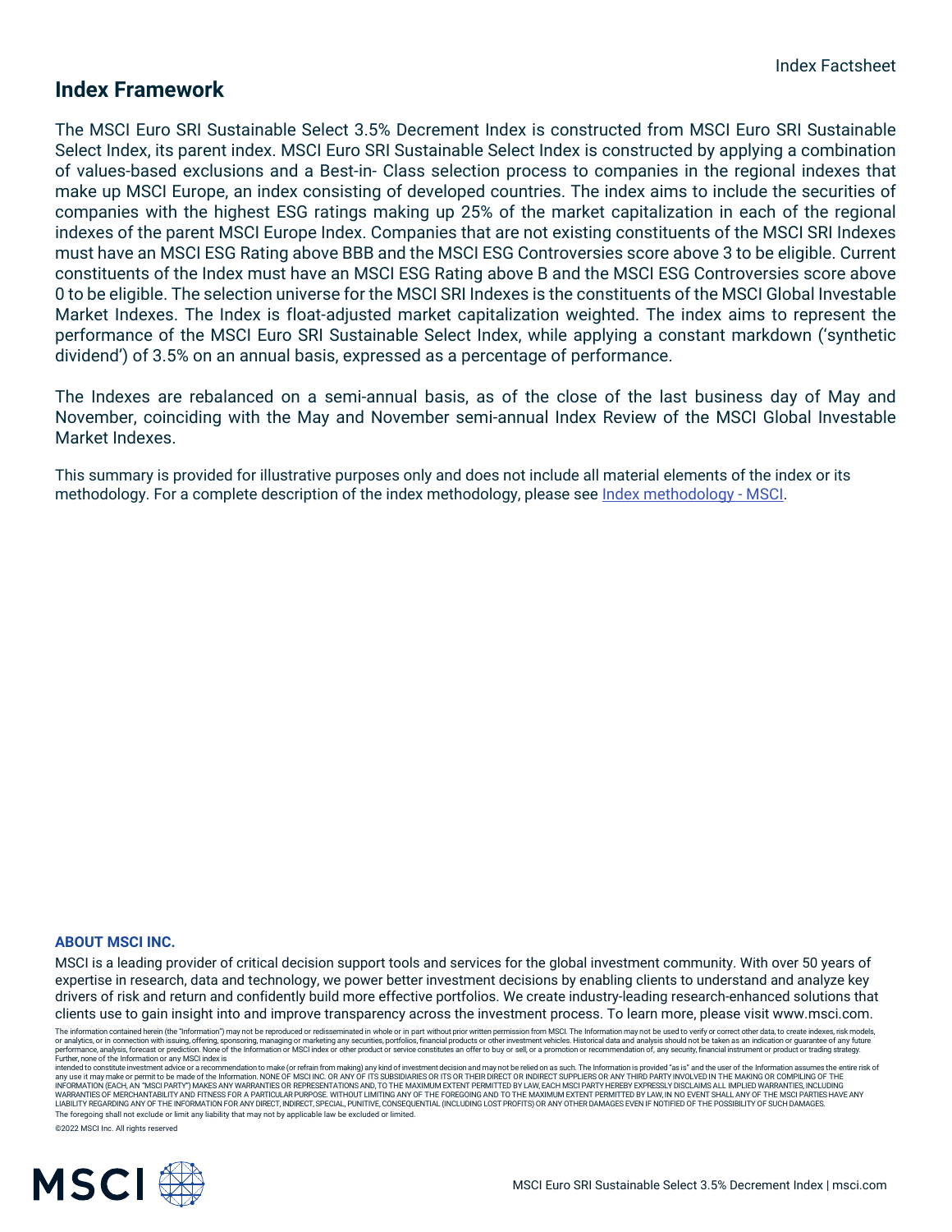## Index Framework

The MSCI Euro SRI Sustainable Select 3.5% Decrement Index is constructed from MSCI Euro SRI Sustainable Select Index, its parent index. MSCI Euro SRI Sustainable Select Index is constructed by applying a combination of values-based exclusions and a Best-in- Class selection process to companies in the regional indexes that make up MSCI Europe, an index consisting of developed countries. The index aims to include the securities of companies with the highest ESG ratings making up 25% of the market capitalization in each of the regional indexes of the parent MSCI Europe Index. Companies that are not existing constituents of the MSCI SRI Indexes must have an MSCI ESG Rating above BBB and the MSCI ESG Controversies score above 3 to be eligible. Current constituents of the Index must have an MSCI ESG Rating above B and the MSCI ESG Controversies score above 0 to be eligible. The selection universe for the MSCI SRI Indexes is the constituents of the MSCI Global Investable Market Indexes. The Index is float-adjusted market capitalization weighted. The index aims to represent the performance of the MSCI Euro SRI Sustainable Select Index, while applying a constant markdown ('synthetic dividend') of 3.5% on an annual basis, expressed as a percentage of performance.

The Indexes are rebalanced on a semi-annual basis, as of the close of the last business day of May and November, coinciding with the May and November semi-annual Index Review of the MSCI Global Investable Market Indexes.

This summary is provided for illustrative purposes only and does not include all material elements of the index or its methodology. For a complete description of the index methodology, please see Index methodology - MSCI.

**ABOUT MSCI INC.**

MSCI is a leading provider of critical decision support tools and services for the global investment community. With over 50 years of expertise in research, data and technology, we power better investment decisions by enabling clients to understand and analyze key drivers of risk and return and confidently build more effective portfolios. We create industry-leading research-enhanced solutions that clients use to gain insight into and improve transparency across the investment process. To learn more, please visit www.msci.com.

The information contained herein (the "Information") may not be reproduced or redisseminated in whole or in part without prior written permission from MSCI. The Information may not be used to verify or correct other data, to create indexes, risk models, or analytics, or in connection with issuing, offering, sponsoring, managing or marketing any securities, portfolios, financial products or other investment vehicles. Historical data and analysis should not be taken as an indication or guarantee of any future performance, analysis, forecast or prediction. None of the Information or MSCI index or other product or service constitutes an offer to buy or sell, or a promotion or recommendation of, any security, financial instrument or product or trading strategy. Further, none of the Information or any MSCI index is intended to constitute investment advice or a recommendation to make (or refrain from making) any kind of investment decision and may not be relied on as such. The Information is provided "as is" and the user of the Information assumes the entire risk of any use it may make or permit to be made of the Information. NONE OF MSCI INC. OR ANY OF ITS SUBSIDIARIES OR ITS OR THEIR DIRECT OR INDIRECT SUPPLIERS OR ANY THIRD PARTY INVOLVED IN THE MAKING OR COMPILING OF THE INFORMATION (EACH, AN "MSCI PARTY") MAKES ANY WARRANTIES OR REPRESENTATIONS AND, TO THE MAXIMUM EXTENT PERMITTED BY LAW, EACH MSCI PARTY HEREBY EXPRESSLY DISCLAIMS ALL IMPLIED WARRANTIES, INCLUDING WARRANTIES OF MERCHANTABILITY AND FITNESS FOR A PARTICULAR PURPOSE. WITHOUT LIMITING ANY OF THE FOREGOING AND TO THE MAXIMUM EXTENT PERMITTED BY LAW, IN NO EVENT SHALL ANY OF THE MSCI PARTIES HAVE ANY LIABILITY REGARDING ANY OF THE INFORMATION FOR ANY DIRECT, INDIRECT, SPECIAL, PUNITIVE, CONSEQUENTIAL (INCLUDING LOST PROFITS) OR ANY OTHER DAMAGES EVEN IF NOTIFIED OF THE POSSIBILITY OF SUCH DAMAGES. The foregoing shall not exclude or limit any liability that may not by applicable law be excluded or limited.

©2022 MSCI Inc. All rights reserved